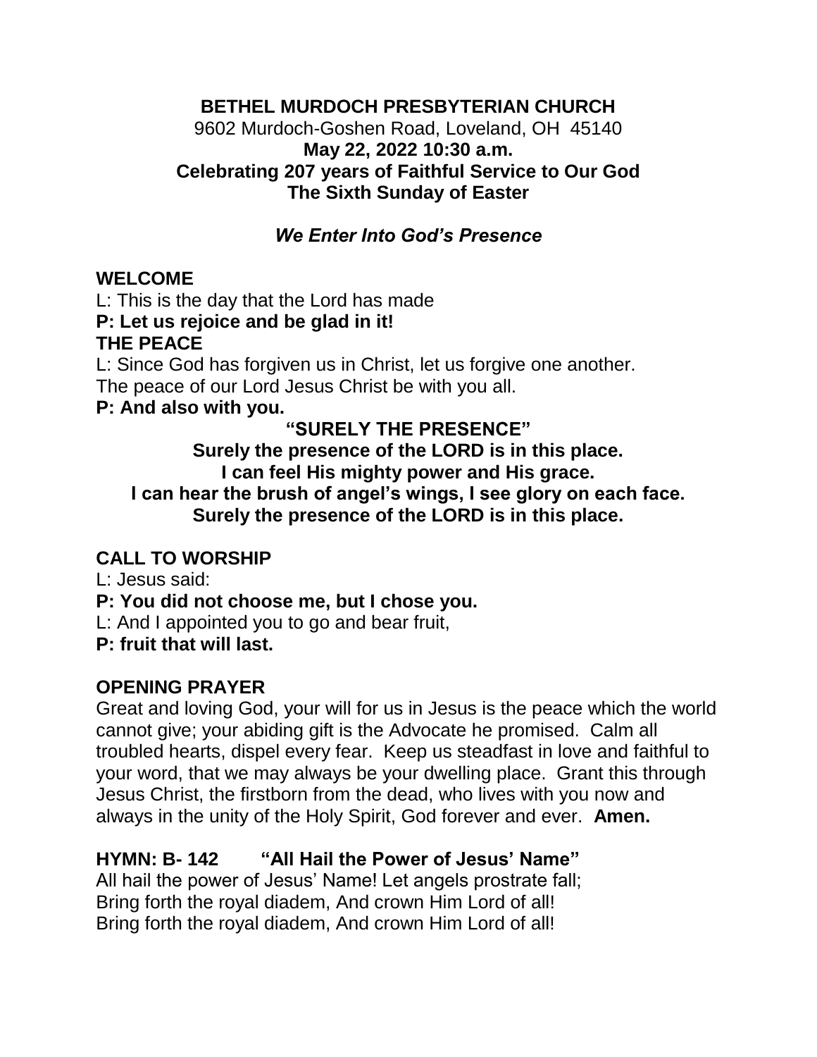**BETHEL MURDOCH PRESBYTERIAN CHURCH**
9602 Murdoch-Goshen Road, Loveland, OH 45140
**May 22, 2022 10:30 a.m.**
**Celebrating 207 years of Faithful Service to Our God**
**The Sixth Sunday of Easter**

***We Enter Into God's Presence***

**WELCOME**
L: This is the day that the Lord has made
**P: Let us rejoice and be glad in it!**

**THE PEACE**
L: Since God has forgiven us in Christ, let us forgive one another.
The peace of our Lord Jesus Christ be with you all.
**P: And also with you.**

**"SURELY THE PRESENCE"**
**Surely the presence of the LORD is in this place.**
**I can feel His mighty power and His grace.**
**I can hear the brush of angel's wings, I see glory on each face.**
**Surely the presence of the LORD is in this place.**

**CALL TO WORSHIP**
L: Jesus said:
**P: You did not choose me, but I chose you.**
L: And I appointed you to go and bear fruit,
**P: fruit that will last.**

**OPENING PRAYER**
Great and loving God, your will for us in Jesus is the peace which the world cannot give; your abiding gift is the Advocate he promised. Calm all troubled hearts, dispel every fear. Keep us steadfast in love and faithful to your word, that we may always be your dwelling place. Grant this through Jesus Christ, the firstborn from the dead, who lives with you now and always in the unity of the Holy Spirit, God forever and ever. **Amen.**

**HYMN: B- 142 "All Hail the Power of Jesus' Name"**
All hail the power of Jesus' Name! Let angels prostrate fall;
Bring forth the royal diadem, And crown Him Lord of all!
Bring forth the royal diadem, And crown Him Lord of all!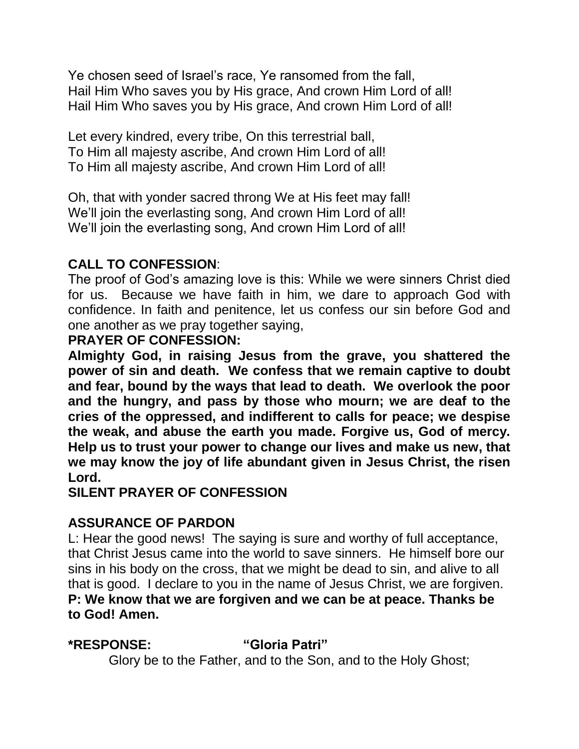Ye chosen seed of Israel's race, Ye ransomed from the fall,
Hail Him Who saves you by His grace, And crown Him Lord of all!
Hail Him Who saves you by His grace, And crown Him Lord of all!

Let every kindred, every tribe, On this terrestrial ball,
To Him all majesty ascribe, And crown Him Lord of all!
To Him all majesty ascribe, And crown Him Lord of all!

Oh, that with yonder sacred throng We at His feet may fall!
We'll join the everlasting song, And crown Him Lord of all!
We'll join the everlasting song, And crown Him Lord of all!

**CALL TO CONFESSION**:
The proof of God's amazing love is this: While we were sinners Christ died for us. Because we have faith in him, we dare to approach God with confidence. In faith and penitence, let us confess our sin before God and one another as we pray together saying,

**PRAYER OF CONFESSION:**
**Almighty God, in raising Jesus from the grave, you shattered the power of sin and death. We confess that we remain captive to doubt and fear, bound by the ways that lead to death. We overlook the poor and the hungry, and pass by those who mourn; we are deaf to the cries of the oppressed, and indifferent to calls for peace; we despise the weak, and abuse the earth you made. Forgive us, God of mercy. Help us to trust your power to change our lives and make us new, that we may know the joy of life abundant given in Jesus Christ, the risen Lord.**

**SILENT PRAYER OF CONFESSION**

**ASSURANCE OF PARDON**
L: Hear the good news! The saying is sure and worthy of full acceptance, that Christ Jesus came into the world to save sinners. He himself bore our sins in his body on the cross, that we might be dead to sin, and alive to all that is good. I declare to you in the name of Jesus Christ, we are forgiven.
**P: We know that we are forgiven and we can be at peace. Thanks be to God! Amen.**

**\*RESPONSE: "Gloria Patri"**
Glory be to the Father, and to the Son, and to the Holy Ghost;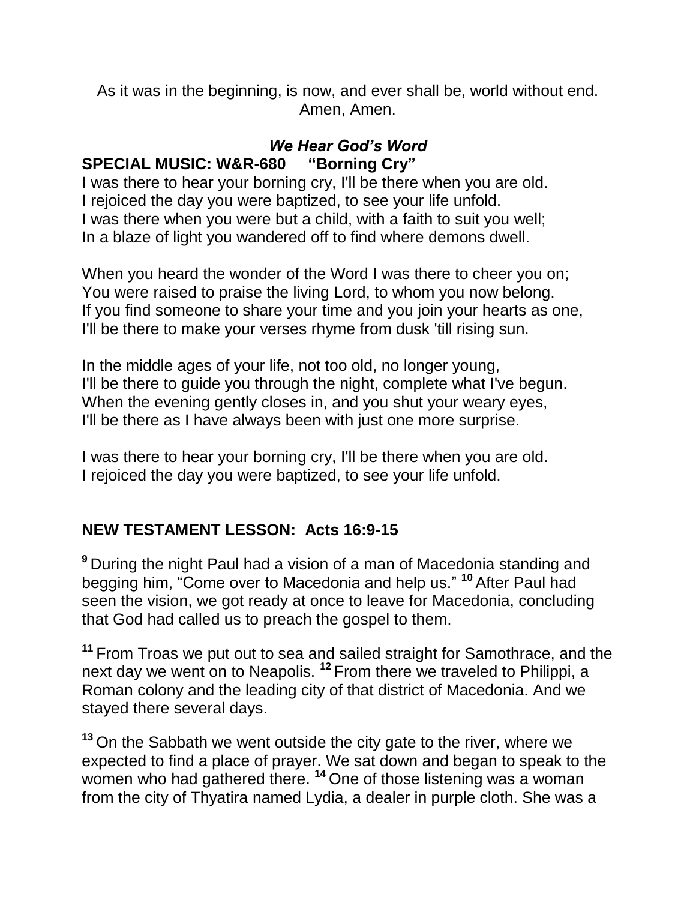As it was in the beginning, is now, and ever shall be, world without end. Amen, Amen.

## *We Hear God's Word*

**SPECIAL MUSIC: W&R-680 "Borning Cry"**

I was there to hear your borning cry, I'll be there when you are old.
I rejoiced the day you were baptized, to see your life unfold.
I was there when you were but a child, with a faith to suit you well;
In a blaze of light you wandered off to find where demons dwell.

When you heard the wonder of the Word I was there to cheer you on;
You were raised to praise the living Lord, to whom you now belong.
If you find someone to share your time and you join your hearts as one,
I'll be there to make your verses rhyme from dusk 'till rising sun.

In the middle ages of your life, not too old, no longer young,
I'll be there to guide you through the night, complete what I've begun.
When the evening gently closes in, and you shut your weary eyes,
I'll be there as I have always been with just one more surprise.

I was there to hear your borning cry, I'll be there when you are old.
I rejoiced the day you were baptized, to see your life unfold.

**NEW TESTAMENT LESSON: Acts 16:9-15**

[9] During the night Paul had a vision of a man of Macedonia standing and begging him, "Come over to Macedonia and help us." [10] After Paul had seen the vision, we got ready at once to leave for Macedonia, concluding that God had called us to preach the gospel to them.

[11] From Troas we put out to sea and sailed straight for Samothrace, and the next day we went on to Neapolis. [12] From there we traveled to Philippi, a Roman colony and the leading city of that district of Macedonia. And we stayed there several days.

[13] On the Sabbath we went outside the city gate to the river, where we expected to find a place of prayer. We sat down and began to speak to the women who had gathered there. [14] One of those listening was a woman from the city of Thyatira named Lydia, a dealer in purple cloth. She was a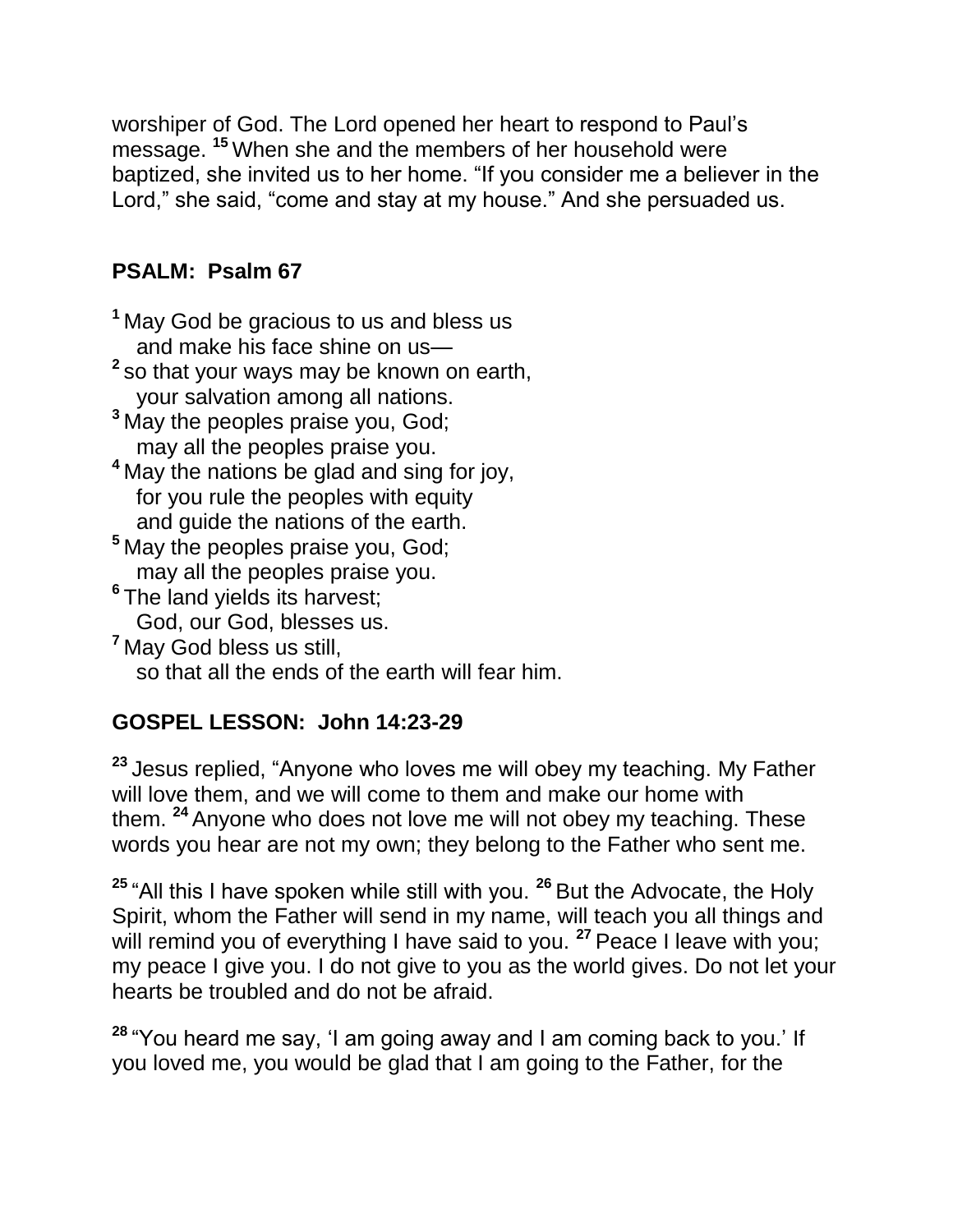worshiper of God. The Lord opened her heart to respond to Paul's message. [15] When she and the members of her household were baptized, she invited us to her home. "If you consider me a believer in the Lord," she said, "come and stay at my house." And she persuaded us.

## PSALM: Psalm 67

[1] May God be gracious to us and bless us
  and make his face shine on us—
[2] so that your ways may be known on earth,
  your salvation among all nations.
[3] May the peoples praise you, God;
  may all the peoples praise you.
[4] May the nations be glad and sing for joy,
  for you rule the peoples with equity
  and guide the nations of the earth.
[5] May the peoples praise you, God;
  may all the peoples praise you.
[6] The land yields its harvest;
  God, our God, blesses us.
[7] May God bless us still,
  so that all the ends of the earth will fear him.

## GOSPEL LESSON: John 14:23-29

[23] Jesus replied, "Anyone who loves me will obey my teaching. My Father will love them, and we will come to them and make our home with them. [24] Anyone who does not love me will not obey my teaching. These words you hear are not my own; they belong to the Father who sent me.

[25] "All this I have spoken while still with you. [26] But the Advocate, the Holy Spirit, whom the Father will send in my name, will teach you all things and will remind you of everything I have said to you. [27] Peace I leave with you; my peace I give you. I do not give to you as the world gives. Do not let your hearts be troubled and do not be afraid.

[28] "You heard me say, 'I am going away and I am coming back to you.' If you loved me, you would be glad that I am going to the Father, for the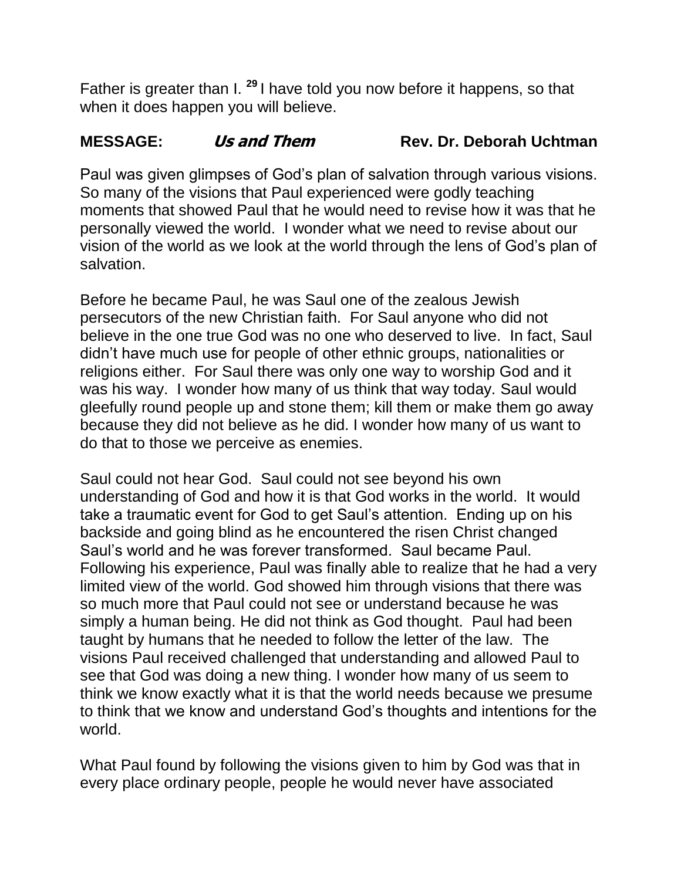Father is greater than I. [29] I have told you now before it happens, so that when it does happen you will believe.

**MESSAGE:** ***Us and Them*** **Rev. Dr. Deborah Uchtman**

Paul was given glimpses of God's plan of salvation through various visions. So many of the visions that Paul experienced were godly teaching moments that showed Paul that he would need to revise how it was that he personally viewed the world. I wonder what we need to revise about our vision of the world as we look at the world through the lens of God's plan of salvation.

Before he became Paul, he was Saul one of the zealous Jewish persecutors of the new Christian faith. For Saul anyone who did not believe in the one true God was no one who deserved to live. In fact, Saul didn't have much use for people of other ethnic groups, nationalities or religions either. For Saul there was only one way to worship God and it was his way. I wonder how many of us think that way today. Saul would gleefully round people up and stone them; kill them or make them go away because they did not believe as he did. I wonder how many of us want to do that to those we perceive as enemies.

Saul could not hear God. Saul could not see beyond his own understanding of God and how it is that God works in the world. It would take a traumatic event for God to get Saul's attention. Ending up on his backside and going blind as he encountered the risen Christ changed Saul's world and he was forever transformed. Saul became Paul. Following his experience, Paul was finally able to realize that he had a very limited view of the world. God showed him through visions that there was so much more that Paul could not see or understand because he was simply a human being. He did not think as God thought. Paul had been taught by humans that he needed to follow the letter of the law. The visions Paul received challenged that understanding and allowed Paul to see that God was doing a new thing. I wonder how many of us seem to think we know exactly what it is that the world needs because we presume to think that we know and understand God's thoughts and intentions for the world.

What Paul found by following the visions given to him by God was that in every place ordinary people, people he would never have associated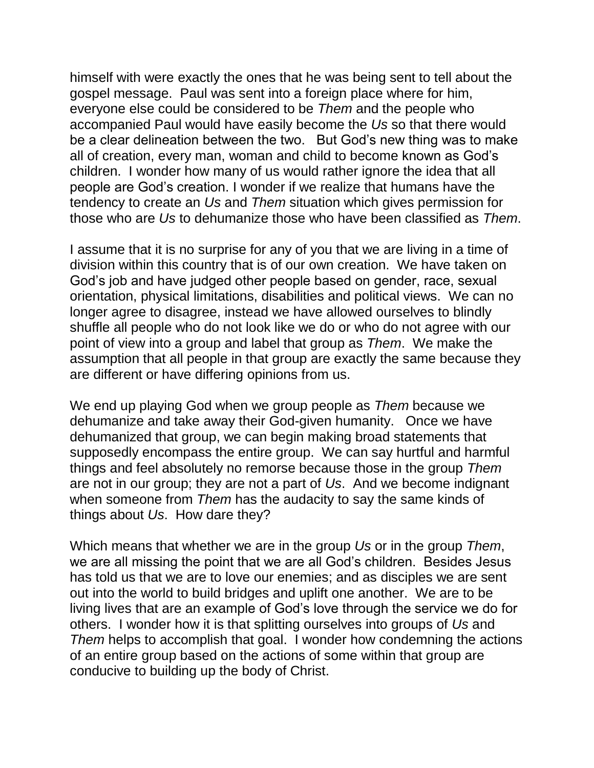himself with were exactly the ones that he was being sent to tell about the gospel message. Paul was sent into a foreign place where for him, everyone else could be considered to be *Them* and the people who accompanied Paul would have easily become the *Us* so that there would be a clear delineation between the two. But God's new thing was to make all of creation, every man, woman and child to become known as God's children. I wonder how many of us would rather ignore the idea that all people are God's creation. I wonder if we realize that humans have the tendency to create an *Us* and *Them* situation which gives permission for those who are *Us* to dehumanize those who have been classified as *Them*.

I assume that it is no surprise for any of you that we are living in a time of division within this country that is of our own creation. We have taken on God's job and have judged other people based on gender, race, sexual orientation, physical limitations, disabilities and political views. We can no longer agree to disagree, instead we have allowed ourselves to blindly shuffle all people who do not look like we do or who do not agree with our point of view into a group and label that group as *Them*. We make the assumption that all people in that group are exactly the same because they are different or have differing opinions from us.

We end up playing God when we group people as *Them* because we dehumanize and take away their God-given humanity. Once we have dehumanized that group, we can begin making broad statements that supposedly encompass the entire group. We can say hurtful and harmful things and feel absolutely no remorse because those in the group *Them* are not in our group; they are not a part of *Us*. And we become indignant when someone from *Them* has the audacity to say the same kinds of things about *Us*. How dare they?

Which means that whether we are in the group *Us* or in the group *Them*, we are all missing the point that we are all God's children. Besides Jesus has told us that we are to love our enemies; and as disciples we are sent out into the world to build bridges and uplift one another. We are to be living lives that are an example of God's love through the service we do for others. I wonder how it is that splitting ourselves into groups of *Us* and *Them* helps to accomplish that goal. I wonder how condemning the actions of an entire group based on the actions of some within that group are conducive to building up the body of Christ.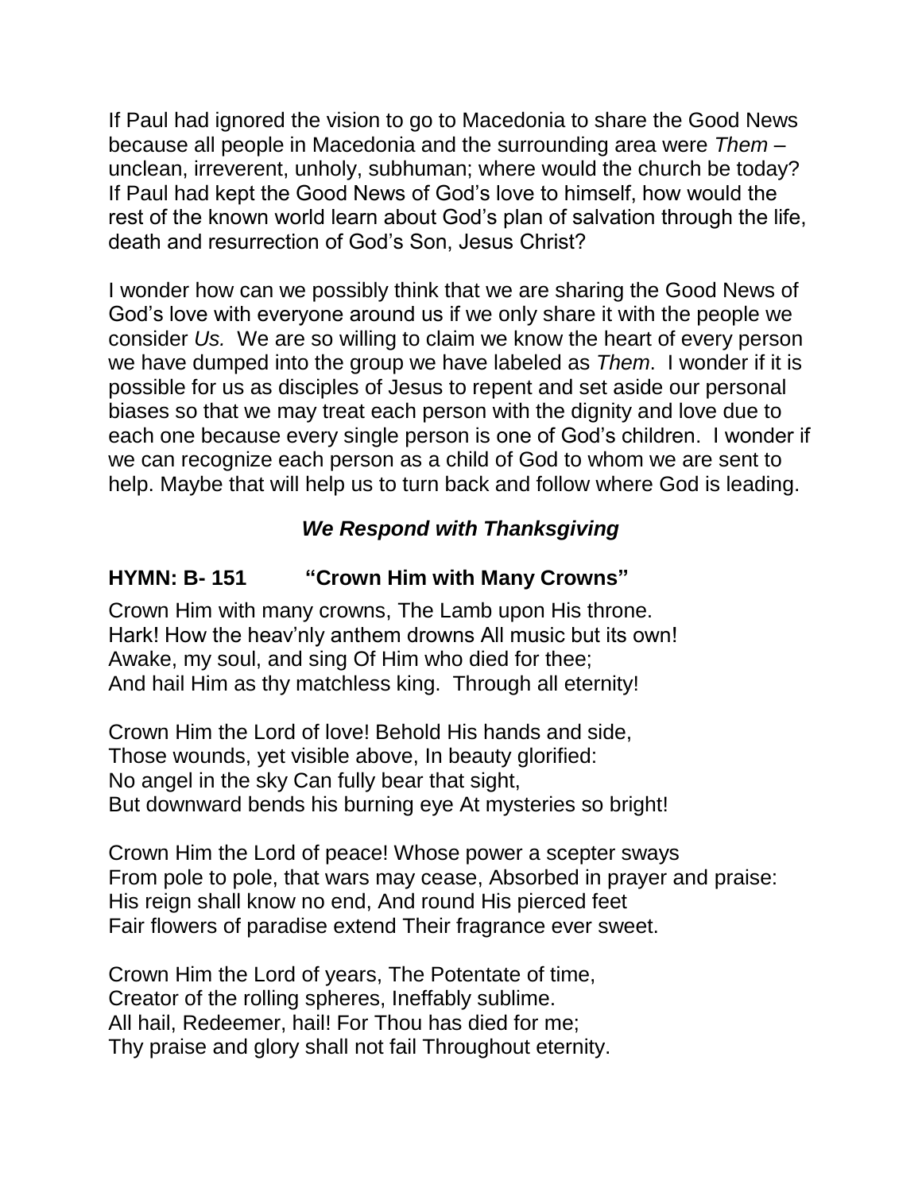If Paul had ignored the vision to go to Macedonia to share the Good News because all people in Macedonia and the surrounding area were *Them* – unclean, irreverent, unholy, subhuman; where would the church be today? If Paul had kept the Good News of God's love to himself, how would the rest of the known world learn about God's plan of salvation through the life, death and resurrection of God's Son, Jesus Christ?

I wonder how can we possibly think that we are sharing the Good News of God's love with everyone around us if we only share it with the people we consider *Us.* We are so willing to claim we know the heart of every person we have dumped into the group we have labeled as *Them*. I wonder if it is possible for us as disciples of Jesus to repent and set aside our personal biases so that we may treat each person with the dignity and love due to each one because every single person is one of God's children. I wonder if we can recognize each person as a child of God to whom we are sent to help. Maybe that will help us to turn back and follow where God is leading.

### ***We Respond with Thanksgiving***

**HYMN: B- 151 "Crown Him with Many Crowns"**

Crown Him with many crowns, The Lamb upon His throne.
Hark! How the heav'nly anthem drowns All music but its own!
Awake, my soul, and sing Of Him who died for thee;
And hail Him as thy matchless king. Through all eternity!

Crown Him the Lord of love! Behold His hands and side,
Those wounds, yet visible above, In beauty glorified:
No angel in the sky Can fully bear that sight,
But downward bends his burning eye At mysteries so bright!

Crown Him the Lord of peace! Whose power a scepter sways
From pole to pole, that wars may cease, Absorbed in prayer and praise:
His reign shall know no end, And round His pierced feet
Fair flowers of paradise extend Their fragrance ever sweet.

Crown Him the Lord of years, The Potentate of time,
Creator of the rolling spheres, Ineffably sublime.
All hail, Redeemer, hail! For Thou has died for me;
Thy praise and glory shall not fail Throughout eternity.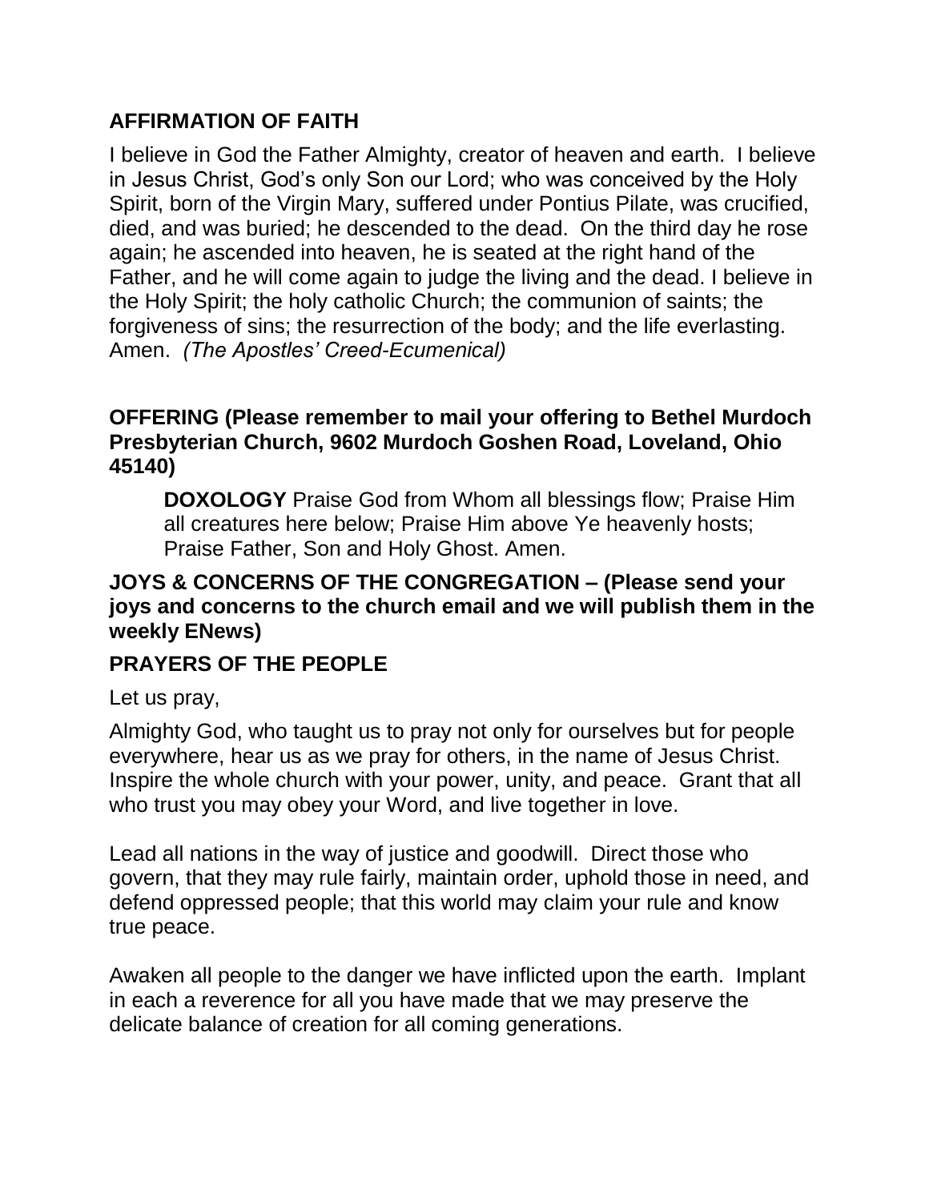## AFFIRMATION OF FAITH

I believe in God the Father Almighty, creator of heaven and earth. I believe in Jesus Christ, God's only Son our Lord; who was conceived by the Holy Spirit, born of the Virgin Mary, suffered under Pontius Pilate, was crucified, died, and was buried; he descended to the dead. On the third day he rose again; he ascended into heaven, he is seated at the right hand of the Father, and he will come again to judge the living and the dead. I believe in the Holy Spirit; the holy catholic Church; the communion of saints; the forgiveness of sins; the resurrection of the body; and the life everlasting. Amen. *(The Apostles' Creed-Ecumenical)*

## OFFERING (Please remember to mail your offering to Bethel Murdoch Presbyterian Church, 9602 Murdoch Goshen Road, Loveland, Ohio 45140)

**DOXOLOGY** Praise God from Whom all blessings flow; Praise Him all creatures here below; Praise Him above Ye heavenly hosts; Praise Father, Son and Holy Ghost. Amen.

## JOYS & CONCERNS OF THE CONGREGATION – (Please send your joys and concerns to the church email and we will publish them in the weekly ENews)

## PRAYERS OF THE PEOPLE

Let us pray,

Almighty God, who taught us to pray not only for ourselves but for people everywhere, hear us as we pray for others, in the name of Jesus Christ. Inspire the whole church with your power, unity, and peace. Grant that all who trust you may obey your Word, and live together in love.

Lead all nations in the way of justice and goodwill. Direct those who govern, that they may rule fairly, maintain order, uphold those in need, and defend oppressed people; that this world may claim your rule and know true peace.

Awaken all people to the danger we have inflicted upon the earth. Implant in each a reverence for all you have made that we may preserve the delicate balance of creation for all coming generations.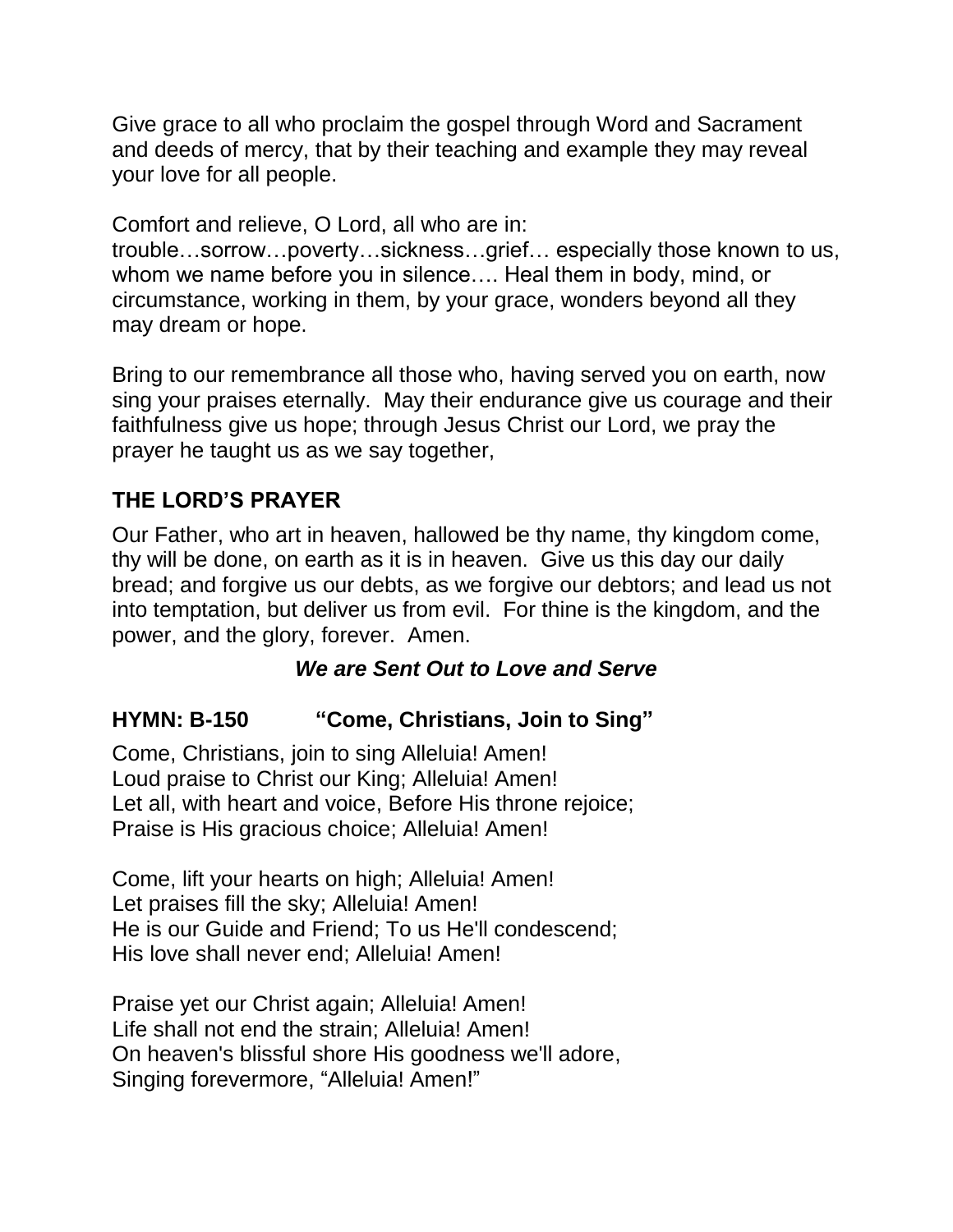Give grace to all who proclaim the gospel through Word and Sacrament and deeds of mercy, that by their teaching and example they may reveal your love for all people.

Comfort and relieve, O Lord, all who are in:
trouble…sorrow…poverty…sickness…grief… especially those known to us, whom we name before you in silence…. Heal them in body, mind, or circumstance, working in them, by your grace, wonders beyond all they may dream or hope.

Bring to our remembrance all those who, having served you on earth, now sing your praises eternally. May their endurance give us courage and their faithfulness give us hope; through Jesus Christ our Lord, we pray the prayer he taught us as we say together,

## THE LORD'S PRAYER

Our Father, who art in heaven, hallowed be thy name, thy kingdom come, thy will be done, on earth as it is in heaven. Give us this day our daily bread; and forgive us our debts, as we forgive our debtors; and lead us not into temptation, but deliver us from evil. For thine is the kingdom, and the power, and the glory, forever. Amen.

***We are Sent Out to Love and Serve***

## HYMN: B-150 "Come, Christians, Join to Sing"

Come, Christians, join to sing Alleluia! Amen!
Loud praise to Christ our King; Alleluia! Amen!
Let all, with heart and voice, Before His throne rejoice;
Praise is His gracious choice; Alleluia! Amen!

Come, lift your hearts on high; Alleluia! Amen!
Let praises fill the sky; Alleluia! Amen!
He is our Guide and Friend; To us He'll condescend;
His love shall never end; Alleluia! Amen!

Praise yet our Christ again; Alleluia! Amen!
Life shall not end the strain; Alleluia! Amen!
On heaven's blissful shore His goodness we'll adore,
Singing forevermore, "Alleluia! Amen!"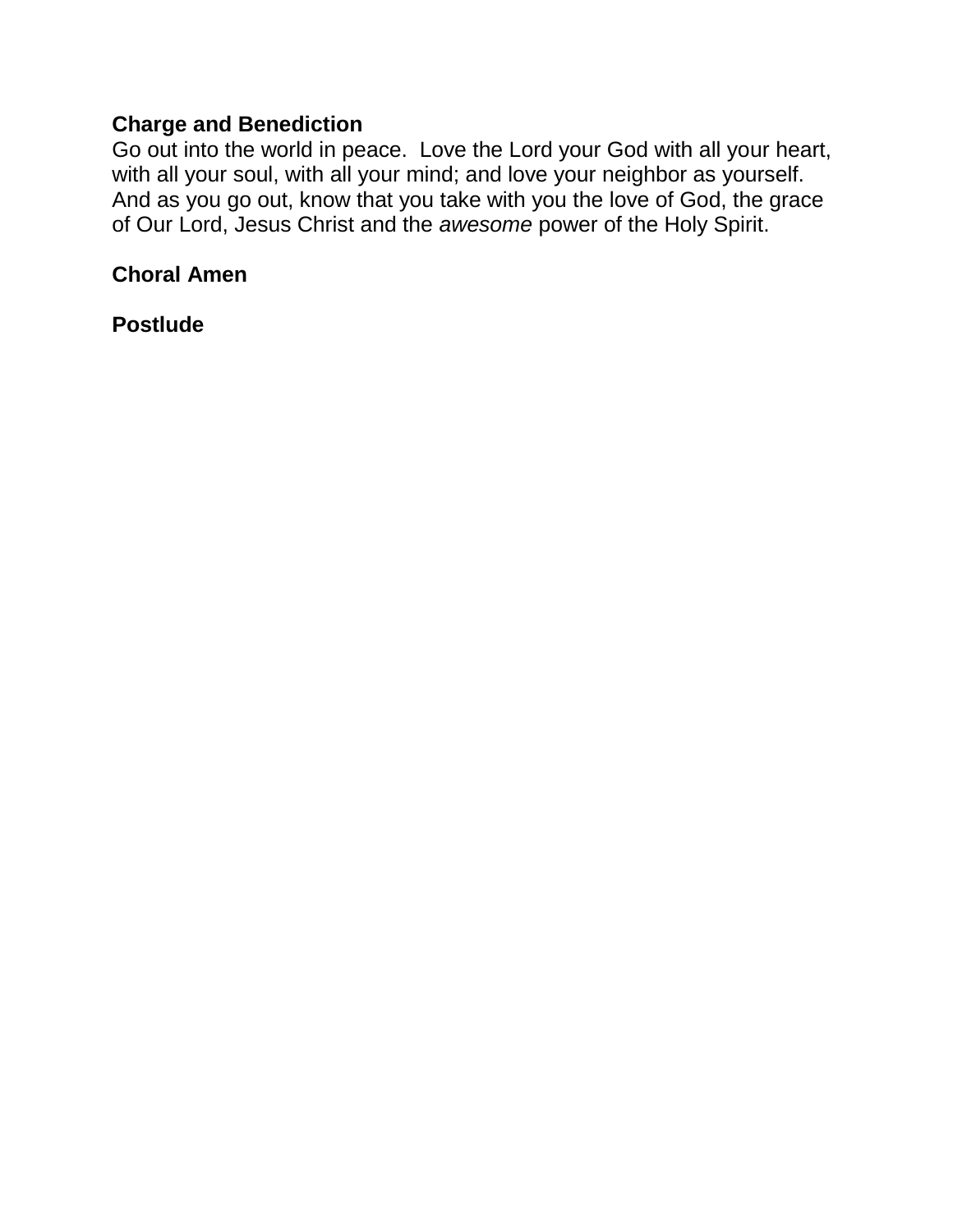**Charge and Benediction**

Go out into the world in peace. Love the Lord your God with all your heart, with all your soul, with all your mind; and love your neighbor as yourself. And as you go out, know that you take with you the love of God, the grace of Our Lord, Jesus Christ and the *awesome* power of the Holy Spirit.

**Choral Amen**

**Postlude**